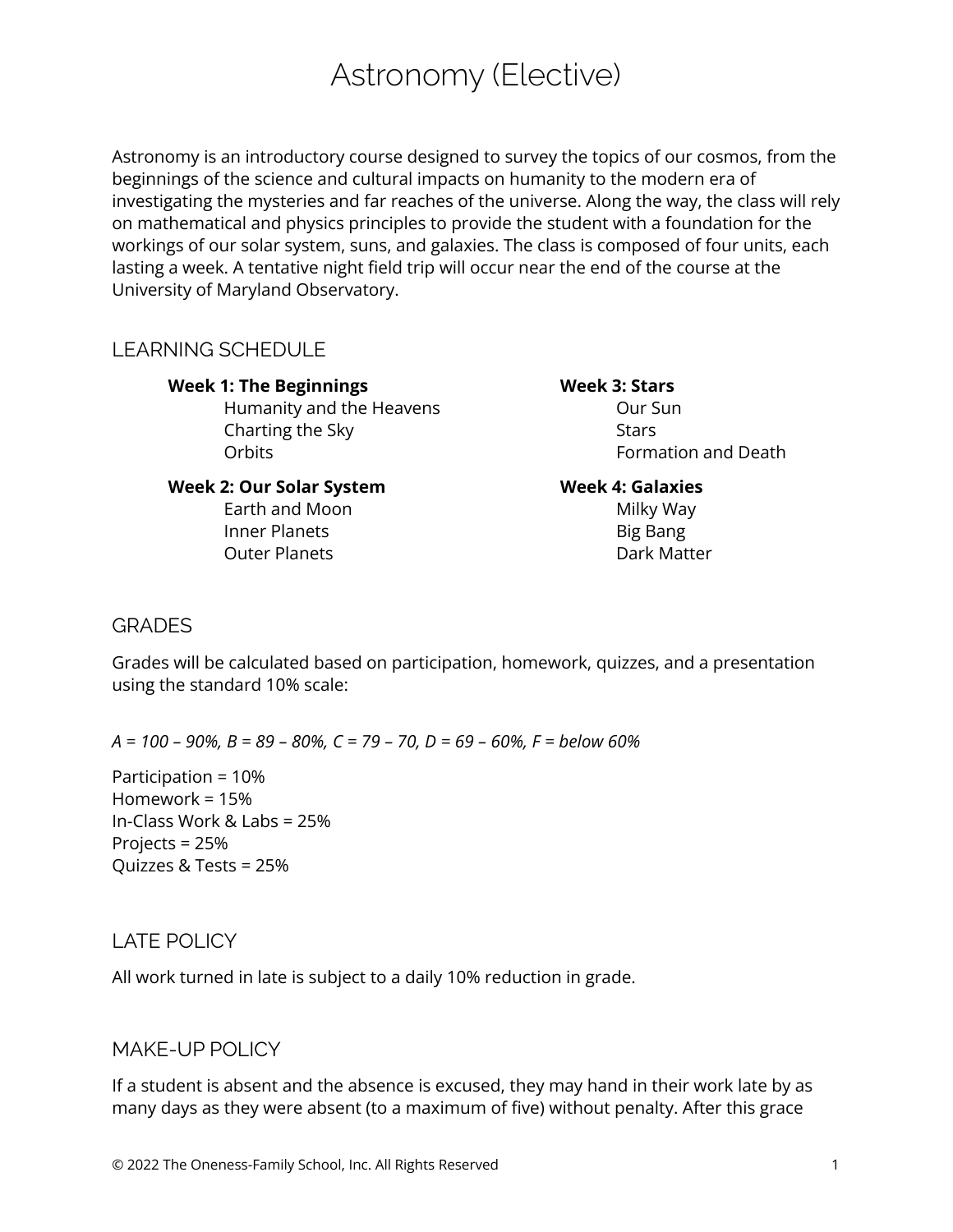# Astronomy (Elective)

Astronomy is an introductory course designed to survey the topics of our cosmos, from the beginnings of the science and cultural impacts on humanity to the modern era of investigating the mysteries and far reaches of the universe. Along the way, the class will rely on mathematical and physics principles to provide the student with a foundation for the workings of our solar system, suns, and galaxies. The class is composed of four units, each lasting a week. A tentative night field trip will occur near the end of the course at the University of Maryland Observatory.

## LEARNING SCHEDULE

**Week 1: The Beginnings**
- Humanity and the Heavens
- Charting the Sky
- Orbits

**Week 2: Our Solar System**
- Earth and Moon
- Inner Planets
- Outer Planets

**Week 3: Stars**
- Our Sun
- Stars
- Formation and Death

**Week 4: Galaxies**
- Milky Way
- Big Bang
- Dark Matter

## GRADES

Grades will be calculated based on participation, homework, quizzes, and a presentation using the standard 10% scale:

*A = 100 – 90%, B = 89 – 80%, C = 79 – 70, D = 69 – 60%, F = below 60%*

Participation = 10%
Homework = 15%
In-Class Work & Labs = 25%
Projects = 25%
Quizzes & Tests = 25%

## LATE POLICY

All work turned in late is subject to a daily 10% reduction in grade.

## MAKE-UP POLICY

If a student is absent and the absence is excused, they may hand in their work late by as many days as they were absent (to a maximum of five) without penalty. After this grace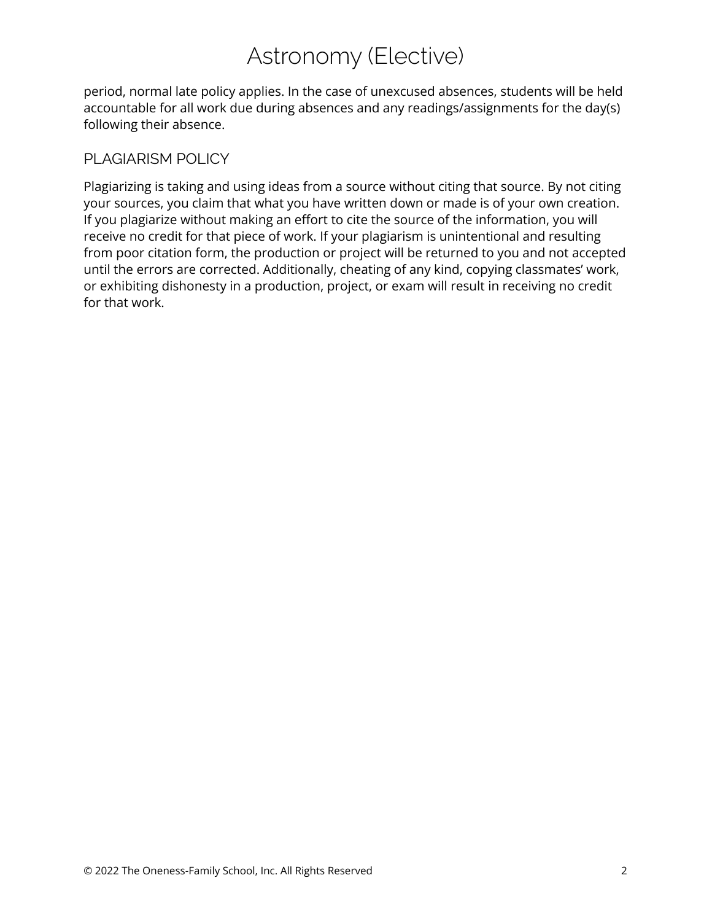period, normal late policy applies. In the case of unexcused absences, students will be held accountable for all work due during absences and any readings/assignments for the day(s) following their absence.

## PLAGIARISM POLICY

Plagiarizing is taking and using ideas from a source without citing that source. By not citing your sources, you claim that what you have written down or made is of your own creation. If you plagiarize without making an effort to cite the source of the information, you will receive no credit for that piece of work. If your plagiarism is unintentional and resulting from poor citation form, the production or project will be returned to you and not accepted until the errors are corrected. Additionally, cheating of any kind, copying classmates' work, or exhibiting dishonesty in a production, project, or exam will result in receiving no credit for that work.